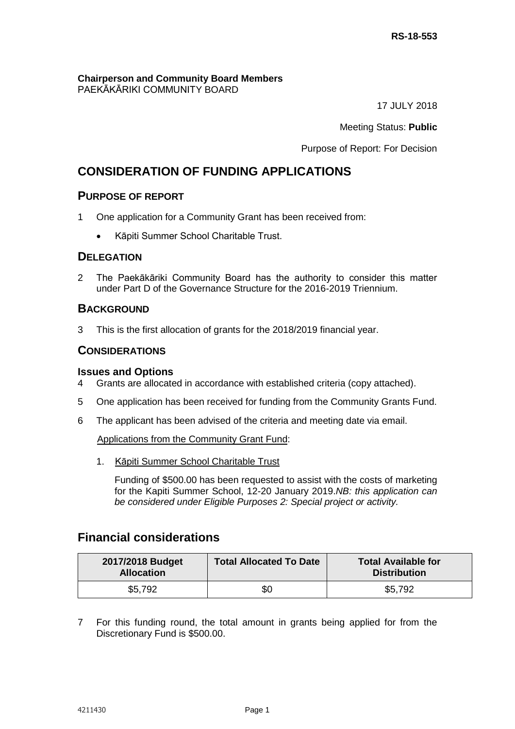**RS-18-553**

**Chairperson and Community Board Members**
PAEKĀKĀRIKI COMMUNITY BOARD

17 JULY 2018

Meeting Status: **Public**

Purpose of Report: For Decision

# CONSIDERATION OF FUNDING APPLICATIONS

## PURPOSE OF REPORT

1 One application for a Community Grant has been received from:

- Kāpiti Summer School Charitable Trust.

## DELEGATION

2 The Paekākāriki Community Board has the authority to consider this matter under Part D of the Governance Structure for the 2016-2019 Triennium.

## BACKGROUND

3 This is the first allocation of grants for the 2018/2019 financial year.

## CONSIDERATIONS

### Issues and Options

4 Grants are allocated in accordance with established criteria (copy attached).

5 One application has been received for funding from the Community Grants Fund.

6 The applicant has been advised of the criteria and meeting date via email.

Applications from the Community Grant Fund:

1. Kāpiti Summer School Charitable Trust

   Funding of $500.00 has been requested to assist with the costs of marketing for the Kapiti Summer School, 12-20 January 2019.*NB: this application can be considered under Eligible Purposes 2: Special project or activity.*

## Financial considerations

| 2017/2018 Budget Allocation | Total Allocated To Date | Total Available for Distribution |
|---|---|---|
| $5,792 | $0 | $5,792 |

7 For this funding round, the total amount in grants being applied for from the Discretionary Fund is $500.00.

4211430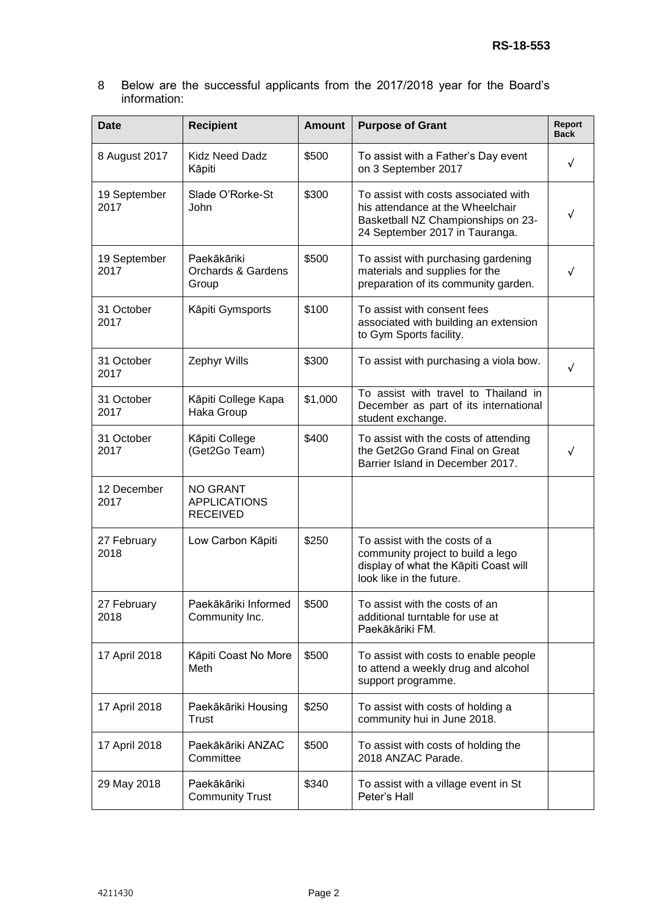8 Below are the successful applicants from the 2017/2018 year for the Board's information:

| Date | Recipient | Amount | Purpose of Grant | Report Back |
|---|---|---|---|---|
| 8 August 2017 | Kidz Need Dadz Kāpiti | $500 | To assist with a Father's Day event on 3 September 2017 | √ |
| 19 September 2017 | Slade O'Rorke-St John | $300 | To assist with costs associated with his attendance at the Wheelchair Basketball NZ Championships on 23-24 September 2017 in Tauranga. | √ |
| 19 September 2017 | Paekākāriki Orchards & Gardens Group | $500 | To assist with purchasing gardening materials and supplies for the preparation of its community garden. | √ |
| 31 October 2017 | Kāpiti Gymsports | $100 | To assist with consent fees associated with building an extension to Gym Sports facility. | |
| 31 October 2017 | Zephyr Wills | $300 | To assist with purchasing a viola bow. | √ |
| 31 October 2017 | Kāpiti College Kapa Haka Group | $1,000 | To assist with travel to Thailand in December as part of its international student exchange. | |
| 31 October 2017 | Kāpiti College (Get2Go Team) | $400 | To assist with the costs of attending the Get2Go Grand Final on Great Barrier Island in December 2017. | √ |
| 12 December 2017 | NO GRANT APPLICATIONS RECEIVED | | | |
| 27 February 2018 | Low Carbon Kāpiti | $250 | To assist with the costs of a community project to build a lego display of what the Kāpiti Coast will look like in the future. | |
| 27 February 2018 | Paekākāriki Informed Community Inc. | $500 | To assist with the costs of an additional turntable for use at Paekākāriki FM. | |
| 17 April 2018 | Kāpiti Coast No More Meth | $500 | To assist with costs to enable people to attend a weekly drug and alcohol support programme. | |
| 17 April 2018 | Paekākāriki Housing Trust | $250 | To assist with costs of holding a community hui in June 2018. | |
| 17 April 2018 | Paekākāriki ANZAC Committee | $500 | To assist with costs of holding the 2018 ANZAC Parade. | |
| 29 May 2018 | Paekākāriki Community Trust | $340 | To assist with a village event in St Peter's Hall | |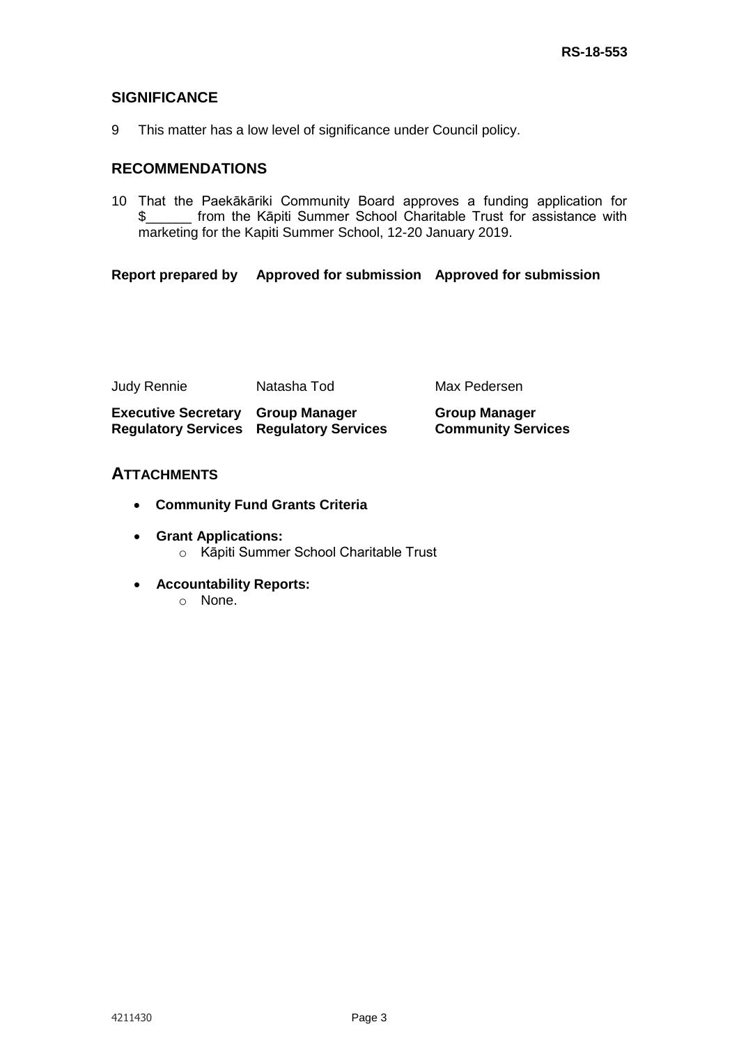## SIGNIFICANCE

9 This matter has a low level of significance under Council policy.

## RECOMMENDATIONS

10 That the Paekākāriki Community Board approves a funding application for $______ from the Kāpiti Summer School Charitable Trust for assistance with marketing for the Kapiti Summer School, 12-20 January 2019.

| **Report prepared by** | **Approved for submission** | **Approved for submission** |
| --- | --- | --- |
| Judy Rennie | Natasha Tod | Max Pedersen |
| **Executive Secretary Regulatory Services** | **Group Manager Regulatory Services** | **Group Manager Community Services** |

## ATTACHMENTS

- **Community Fund Grants Criteria**
- **Grant Applications:**
  - Kāpiti Summer School Charitable Trust
- **Accountability Reports:**
  - None.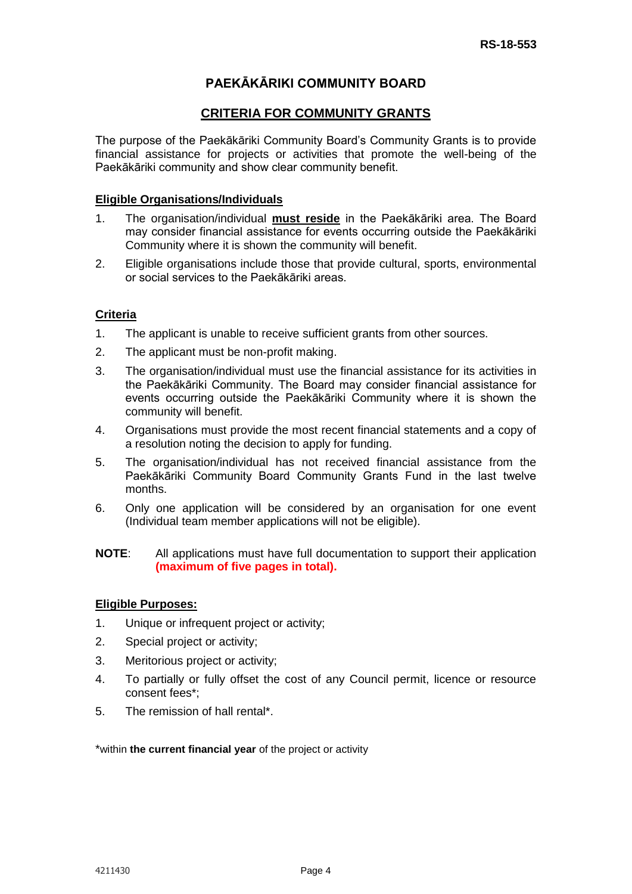RS-18-553

# PAEKĀKĀRIKI COMMUNITY BOARD

## CRITERIA FOR COMMUNITY GRANTS

The purpose of the Paekākāriki Community Board's Community Grants is to provide financial assistance for projects or activities that promote the well-being of the Paekākāriki community and show clear community benefit.

### Eligible Organisations/Individuals

1. The organisation/individual **must reside** in the Paekākāriki area. The Board may consider financial assistance for events occurring outside the Paekākāriki Community where it is shown the community will benefit.
2. Eligible organisations include those that provide cultural, sports, environmental or social services to the Paekākāriki areas.

### Criteria

1. The applicant is unable to receive sufficient grants from other sources.
2. The applicant must be non-profit making.
3. The organisation/individual must use the financial assistance for its activities in the Paekākāriki Community. The Board may consider financial assistance for events occurring outside the Paekākāriki Community where it is shown the community will benefit.
4. Organisations must provide the most recent financial statements and a copy of a resolution noting the decision to apply for funding.
5. The organisation/individual has not received financial assistance from the Paekākāriki Community Board Community Grants Fund in the last twelve months.
6. Only one application will be considered by an organisation for one event (Individual team member applications will not be eligible).

**NOTE**: All applications must have full documentation to support their application **(maximum of five pages in total).**

### Eligible Purposes:

1. Unique or infrequent project or activity;
2. Special project or activity;
3. Meritorious project or activity;
4. To partially or fully offset the cost of any Council permit, licence or resource consent fees*;
5. The remission of hall rental*.

*within **the current financial year** of the project or activity

4211430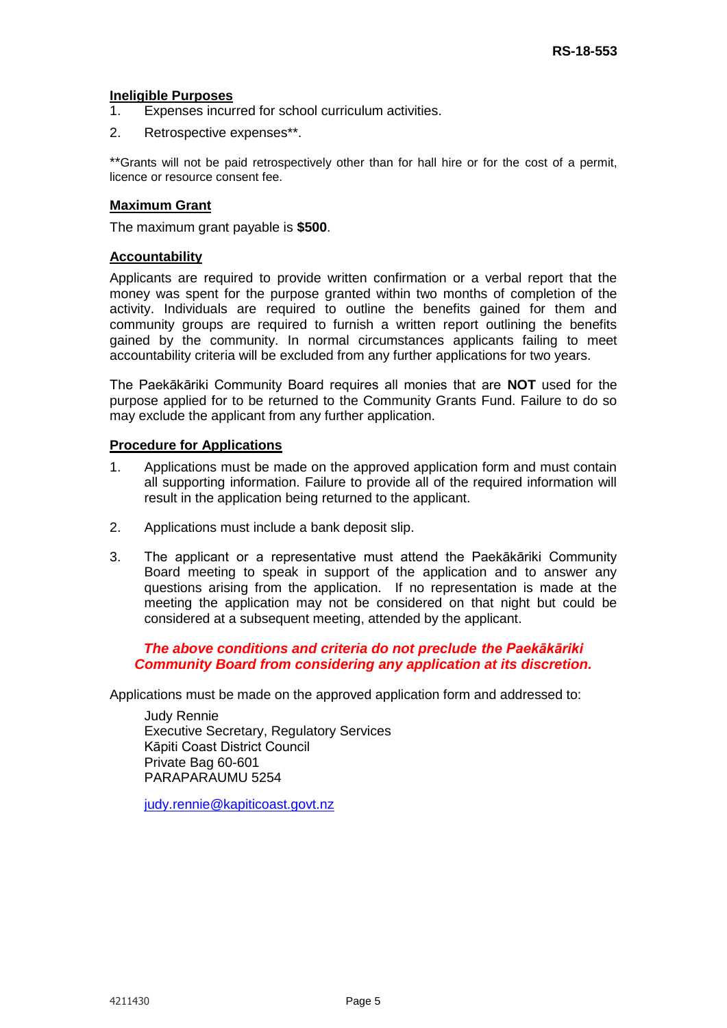**<u>Ineligible Purposes</u>**

1. Expenses incurred for school curriculum activities.
2. Retrospective expenses**.

**Grants will not be paid retrospectively other than for hall hire or for the cost of a permit, licence or resource consent fee.

**<u>Maximum Grant</u>**

The maximum grant payable is **$500**.

**<u>Accountability</u>**

Applicants are required to provide written confirmation or a verbal report that the money was spent for the purpose granted within two months of completion of the activity. Individuals are required to outline the benefits gained for them and community groups are required to furnish a written report outlining the benefits gained by the community. In normal circumstances applicants failing to meet accountability criteria will be excluded from any further applications for two years.

The Paekākāriki Community Board requires all monies that are **NOT** used for the purpose applied for to be returned to the Community Grants Fund. Failure to do so may exclude the applicant from any further application.

**<u>Procedure for Applications</u>**

1. Applications must be made on the approved application form and must contain all supporting information. Failure to provide all of the required information will result in the application being returned to the applicant.
2. Applications must include a bank deposit slip.
3. The applicant or a representative must attend the Paekākāriki Community Board meeting to speak in support of the application and to answer any questions arising from the application. If no representation is made at the meeting the application may not be considered on that night but could be considered at a subsequent meeting, attended by the applicant.

***The above conditions and criteria do not preclude the Paekākāriki Community Board from considering any application at its discretion.***

Applications must be made on the approved application form and addressed to:

Judy Rennie
Executive Secretary, Regulatory Services
Kāpiti Coast District Council
Private Bag 60-601
PARAPARAUMU 5254

judy.rennie@kapiticoast.govt.nz